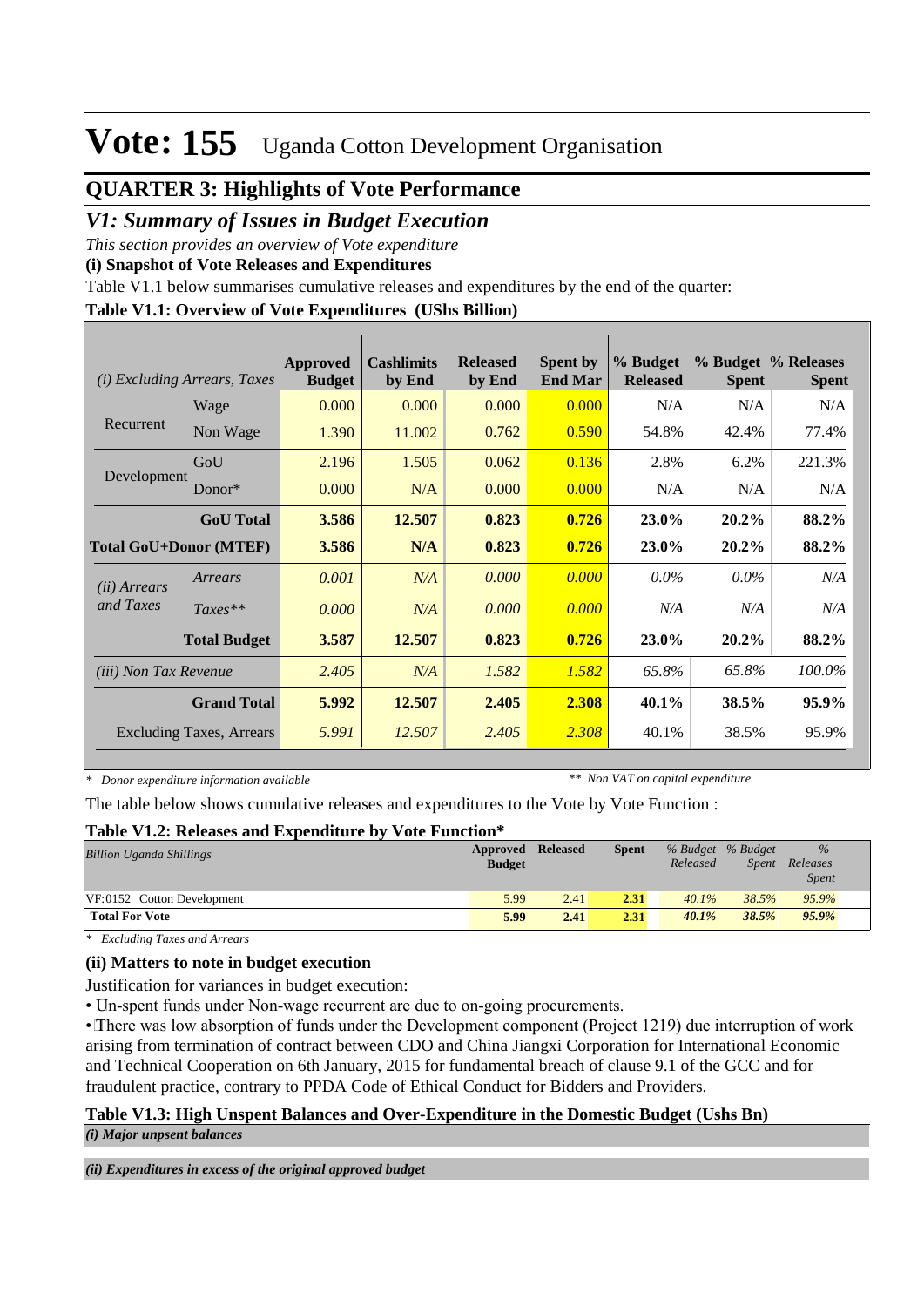# Vote: 155 Uganda Cotton Development Organisation

## QUARTER 3: Highlights of Vote Performance

### *V1: Summary of Issues in Budget Execution*

*This section provides an overview of Vote expenditure*

**(i) Snapshot of Vote Releases and Expenditures**

Table V1.1 below summarises cumulative releases and expenditures by the end of the quarter:

**Table V1.1: Overview of Vote Expenditures (UShs Billion)**

| *(i) Excluding Arrears, Taxes* | | Approved Budget | Cashlimits by End | Released by End | Spent by End Mar | % Budget Released | % Budget Spent | % Releases Spent |
|---|---|---|---|---|---|---|---|---|
| Recurrent | Wage | 0.000 | 0.000 | 0.000 | 0.000 | N/A | N/A | N/A |
| | Non Wage | 1.390 | 11.002 | 0.762 | 0.590 | 54.8% | 42.4% | 77.4% |
| Development | GoU | 2.196 | 1.505 | 0.062 | 0.136 | 2.8% | 6.2% | 221.3% |
| | Donor* | 0.000 | N/A | 0.000 | 0.000 | N/A | N/A | N/A |
| | **GoU Total** | **3.586** | **12.507** | **0.823** | **0.726** | **23.0%** | **20.2%** | **88.2%** |
| **Total GoU+Donor (MTEF)** | | **3.586** | **N/A** | **0.823** | **0.726** | **23.0%** | **20.2%** | **88.2%** |
| *(ii) Arrears and Taxes* | *Arrears* | *0.001* | *N/A* | *0.000* | *0.000* | *0.0%* | *0.0%* | *N/A* |
| | *Taxes*** | *0.000* | *N/A* | *0.000* | *0.000* | *N/A* | *N/A* | *N/A* |
| | **Total Budget** | **3.587** | **12.507** | **0.823** | **0.726** | **23.0%** | **20.2%** | **88.2%** |
| *(iii) Non Tax Revenue* | | *2.405* | *N/A* | *1.582* | *1.582* | *65.8%* | *65.8%* | *100.0%* |
| | **Grand Total** | **5.992** | **12.507** | **2.405** | **2.308** | **40.1%** | **38.5%** | **95.9%** |
| | Excluding Taxes, Arrears | *5.991* | *12.507* | *2.405* | *2.308* | 40.1% | 38.5% | 95.9% |

*\* Donor expenditure information available* *\*\* Non VAT on capital expenditure*

The table below shows cumulative releases and expenditures to the Vote by Vote Function :

**Table V1.2: Releases and Expenditure by Vote Function***

| *Billion Uganda Shillings* | Approved Budget | Released | Spent | *% Budget Released* | *% Budget Spent* | *% Releases Spent* |
|---|---|---|---|---|---|---|
| VF:0152 Cotton Development | 5.99 | 2.41 | 2.31 | *40.1%* | *38.5%* | *95.9%* |
| **Total For Vote** | **5.99** | **2.41** | **2.31** | ***40.1%*** | ***38.5%*** | ***95.9%*** |

*\* Excluding Taxes and Arrears*

**(ii) Matters to note in budget execution**

Justification for variances in budget execution:

- Un-spent funds under Non-wage recurrent are due to on-going procurements.
- There was low absorption of funds under the Development component (Project 1219) due interruption of work arising from termination of contract between CDO and China Jiangxi Corporation for International Economic and Technical Cooperation on 6th January, 2015 for fundamental breach of clause 9.1 of the GCC and for fraudulent practice, contrary to PPDA Code of Ethical Conduct for Bidders and Providers.

**Table V1.3: High Unspent Balances and Over-Expenditure in the Domestic Budget (Ushs Bn)**

***(i) Major unspent balances***

***(ii) Expenditures in excess of the original approved budget***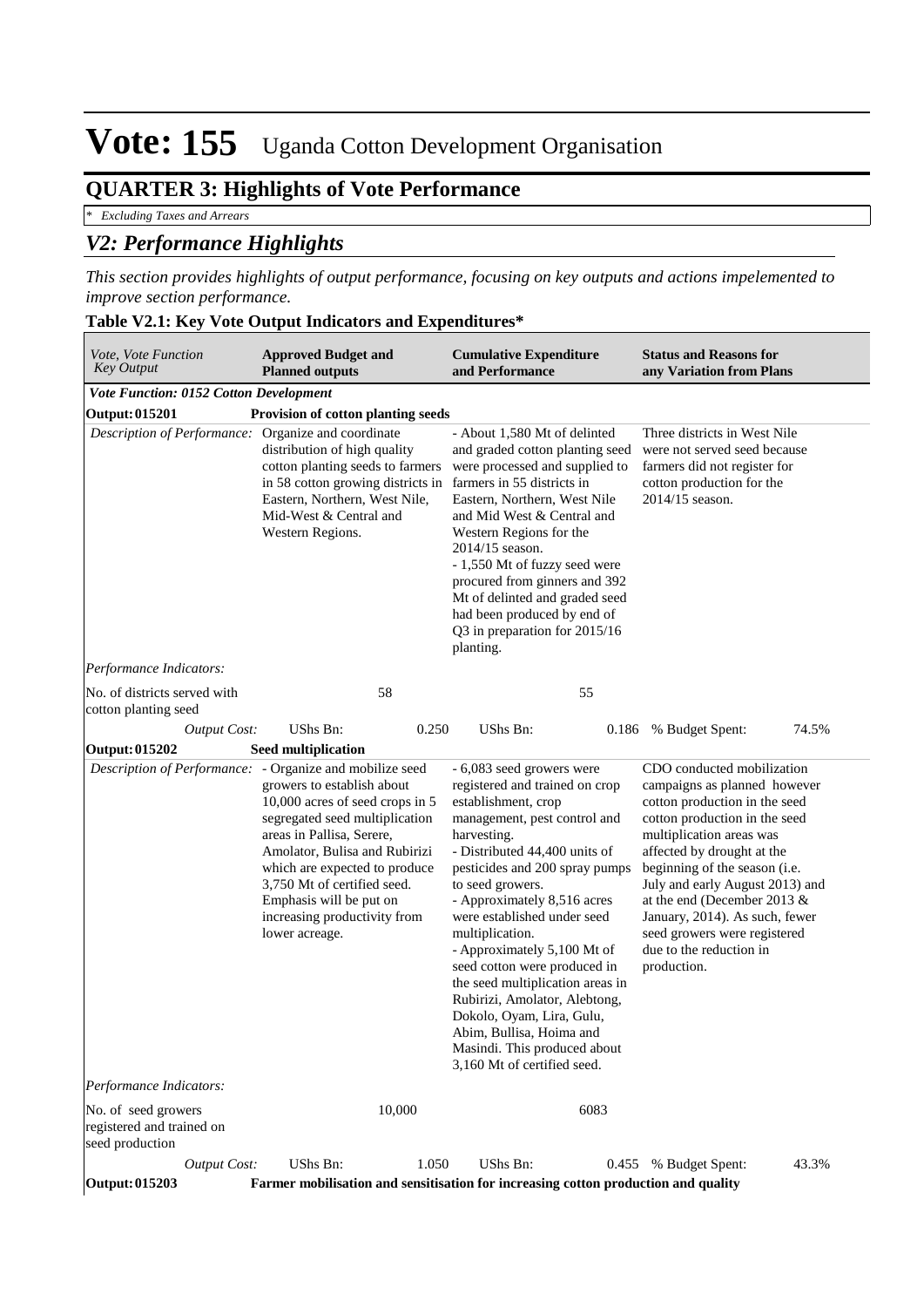# Vote: 155 Uganda Cotton Development Organisation

## QUARTER 3: Highlights of Vote Performance

*\* Excluding Taxes and Arrears*

## *V2: Performance Highlights*

*This section provides highlights of output performance, focusing on key outputs and actions impelemented to improve section performance.*

**Table V2.1: Key Vote Output Indicators and Expenditures***

| *Vote, Vote Function Key Output* | **Approved Budget and Planned outputs** | | **Cumulative Expenditure and Performance** | | **Status and Reasons for any Variation from Plans** | |
|---|---|---|---|---|---|---|
| ***Vote Function: 0152 Cotton Development*** | | | | | | |
| **Output: 015201** | **Provision of cotton planting seeds** | | | | | |
| *Description of Performance:* | Organize and coordinate distribution of high quality cotton planting seeds to farmers in 58 cotton growing districts in Eastern, Northern, West Nile, Mid-West & Central and Western Regions. | | - About 1,580 Mt of delinted and graded cotton planting seed were processed and supplied to farmers in 55 districts in Eastern, Northern, West Nile and Mid West & Central and Western Regions for the 2014/15 season.<br>- 1,550 Mt of fuzzy seed were procured from ginners and 392 Mt of delinted and graded seed had been produced by end of Q3 in preparation for 2015/16 planting. | | Three districts in West Nile were not served seed because farmers did not register for cotton production for the 2014/15 season. | |
| *Performance Indicators:* | | | | | | |
| No. of districts served with cotton planting seed | 58 | | 55 | | | |
| *Output Cost:* | UShs Bn: | 0.250 | UShs Bn: | 0.186 | % Budget Spent: | 74.5% |
| **Output: 015202** | **Seed multiplication** | | | | | |
| *Description of Performance:* | - Organize and mobilize seed growers to establish about 10,000 acres of seed crops in 5 segregated seed multiplication areas in Pallisa, Serere, Amolator, Bulisa and Rubirizi which are expected to produce 3,750 Mt of certified seed. Emphasis will be put on increasing productivity from lower acreage. | | - 6,083 seed growers were registered and trained on crop establishment, crop management, pest control and harvesting.<br>- Distributed 44,400 units of pesticides and 200 spray pumps to seed growers.<br>- Approximately 8,516 acres were established under seed multiplication.<br>- Approximately 5,100 Mt of seed cotton were produced in the seed multiplication areas in Rubirizi, Amolator, Alebtong, Dokolo, Oyam, Lira, Gulu, Abim, Bullisa, Hoima and Masindi. This produced about 3,160 Mt of certified seed. | | CDO conducted mobilization campaigns as planned however cotton production in the seed cotton production in the seed multiplication areas was affected by drought at the beginning of the season (i.e. July and early August 2013) and at the end (December 2013 & January, 2014). As such, fewer seed growers were registered due to the reduction in production. | |
| *Performance Indicators:* | | | | | | |
| No. of seed growers registered and trained on seed production | 10,000 | | 6083 | | | |
| *Output Cost:* | UShs Bn: | 1.050 | UShs Bn: | 0.455 | % Budget Spent: | 43.3% |
| **Output: 015203** | **Farmer mobilisation and sensitisation for increasing cotton production and quality** | | | | | |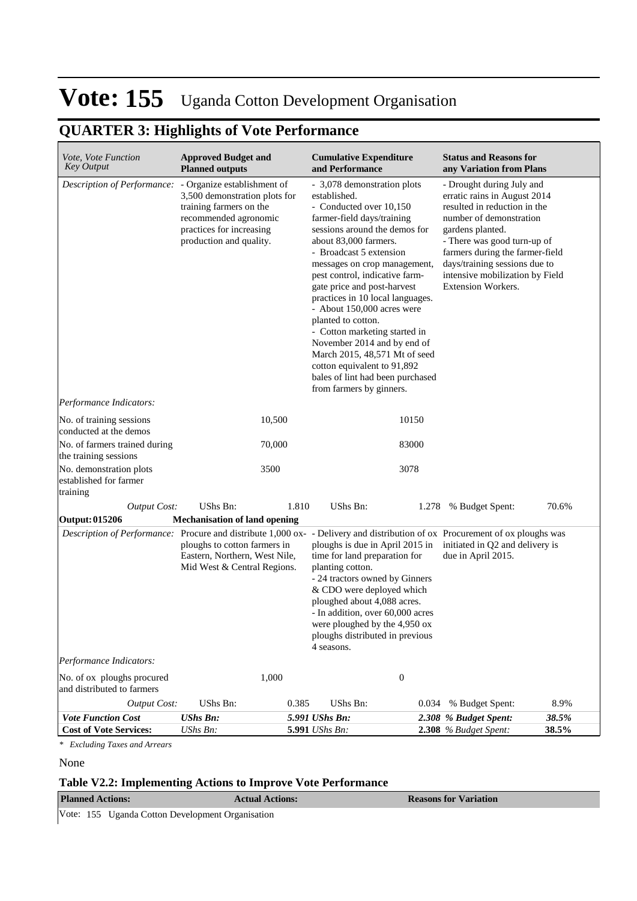# Vote: 155 Uganda Cotton Development Organisation

## QUARTER 3: Highlights of Vote Performance

| *Vote, Vote Function Key Output* | **Approved Budget and Planned outputs** | | **Cumulative Expenditure and Performance** | | **Status and Reasons for any Variation from Plans** | |
|---|---|---|---|---|---|---|
| *Description of Performance:* | - Organize establishment of 3,500 demonstration plots for training farmers on the recommended agronomic practices for increasing production and quality. | | - 3,078 demonstration plots established.<br>- Conducted over 10,150 farmer-field days/training sessions around the demos for about 83,000 farmers.<br>- Broadcast 5 extension messages on crop management, pest control, indicative farm-gate price and post-harvest practices in 10 local languages.<br>- About 150,000 acres were planted to cotton.<br>- Cotton marketing started in November 2014 and by end of March 2015, 48,571 Mt of seed cotton equivalent to 91,892 bales of lint had been purchased from farmers by ginners. | | - Drought during July and erratic rains in August 2014 resulted in reduction in the number of demonstration gardens planted.<br>- There was good turn-up of farmers during the farmer-field days/training sessions due to intensive mobilization by Field Extension Workers. | |
| *Performance Indicators:* | | | | | | |
| No. of training sessions conducted at the demos | | 10,500 | | 10150 | | |
| No. of farmers trained during the training sessions | | 70,000 | | 83000 | | |
| No. demonstration plots established for farmer training | | 3500 | | 3078 | | |
| *Output Cost:* | UShs Bn: | 1.810 | UShs Bn: | 1.278 | % Budget Spent: | 70.6% |
| **Output: 015206** | **Mechanisation of land opening** | | | | | |
| *Description of Performance:* | Procure and distribute 1,000 ox-ploughs to cotton farmers in Eastern, Northern, West Nile, Mid West & Central Regions. | | - Delivery and distribution of ox ploughs is due in April 2015 in time for land preparation for planting cotton.<br>- 24 tractors owned by Ginners & CDO were deployed which ploughed about 4,088 acres.<br>- In addition, over 60,000 acres were ploughed by the 4,950 ox ploughs distributed in previous 4 seasons. | | Procurement of ox ploughs was initiated in Q2 and delivery is due in April 2015. | |
| *Performance Indicators:* | | | | | | |
| No. of ox ploughs procured and distributed to farmers | | 1,000 | | 0 | | |
| *Output Cost:* | UShs Bn: | 0.385 | UShs Bn: | 0.034 | % Budget Spent: | 8.9% |
| ***Vote Function Cost*** | ***UShs Bn:*** | ***5.991*** | ***UShs Bn:*** | ***2.308*** | ***% Budget Spent:*** | ***38.5%*** |
| **Cost of Vote Services:** | *UShs Bn:* | **5.991** | *UShs Bn:* | **2.308** | *% Budget Spent:* | **38.5%** |

*\* Excluding Taxes and Arrears*

None

### Table V2.2: Implementing Actions to Improve Vote Performance

| **Planned Actions:** | **Actual Actions:** | **Reasons for Variation** |
|---|---|---|
| Vote: 155 Uganda Cotton Development Organisation | | |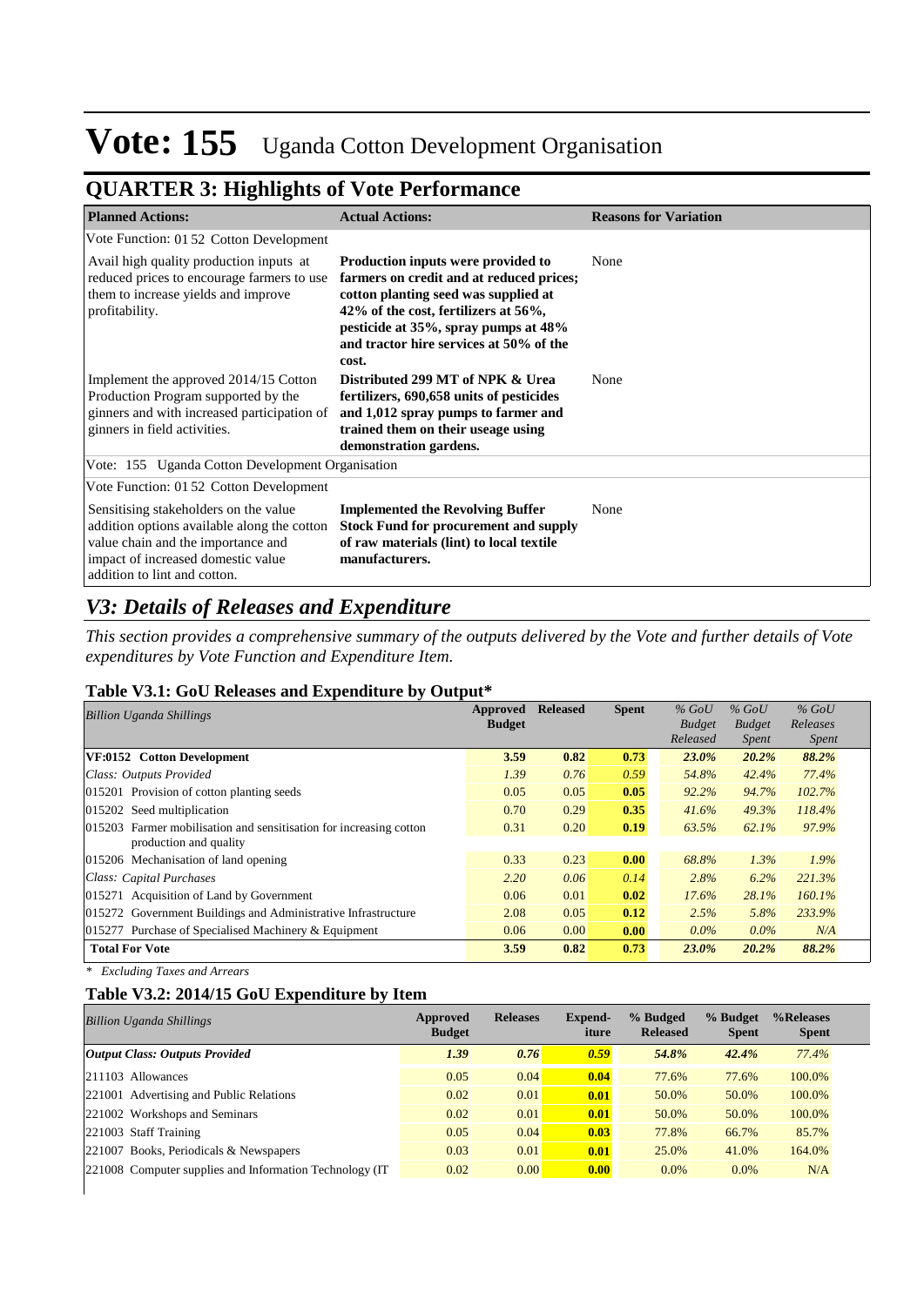# Vote: 155 Uganda Cotton Development Organisation

## QUARTER 3: Highlights of Vote Performance

| Planned Actions: | Actual Actions: | Reasons for Variation |
|---|---|---|
| Vote Function: 01 52 Cotton Development | | |
| Avail high quality production inputs at reduced prices to encourage farmers to use them to increase yields and improve profitability. | **Production inputs were provided to farmers on credit and at reduced prices; cotton planting seed was supplied at 42% of the cost, fertilizers at 56%, pesticide at 35%, spray pumps at 48% and tractor hire services at 50% of the cost.** | None |
| Implement the approved 2014/15 Cotton Production Program supported by the ginners and with increased participation of ginners in field activities. | **Distributed 299 MT of NPK & Urea fertilizers, 690,658 units of pesticides and 1,012 spray pumps to farmer and trained them on their useage using demonstration gardens.** | None |
| Vote: 155 Uganda Cotton Development Organisation | | |
| Vote Function: 01 52 Cotton Development | | |
| Sensitising stakeholders on the value addition options available along the cotton value chain and the importance and impact of increased domestic value addition to lint and cotton. | **Implemented the Revolving Buffer Stock Fund for procurement and supply of raw materials (lint) to local textile manufacturers.** | None |

## *V3: Details of Releases and Expenditure*

*This section provides a comprehensive summary of the outputs delivered by the Vote and further details of Vote expenditures by Vote Function and Expenditure Item.*

### Table V3.1: GoU Releases and Expenditure by Output*

| *Billion Uganda Shillings* | Approved Budget | Released | Spent | *% GoU Budget Released* | *% GoU Budget Spent* | *% GoU Releases Spent* |
|---|---|---|---|---|---|---|
| **VF:0152 Cotton Development** | **3.59** | **0.82** | **0.73** | ***23.0%*** | ***20.2%*** | ***88.2%*** |
| *Class: Outputs Provided* | *1.39* | *0.76* | *0.59* | *54.8%* | *42.4%* | *77.4%* |
| 015201 Provision of cotton planting seeds | 0.05 | 0.05 | **0.05** | *92.2%* | *94.7%* | *102.7%* |
| 015202 Seed multiplication | 0.70 | 0.29 | **0.35** | *41.6%* | *49.3%* | *118.4%* |
| 015203 Farmer mobilisation and sensitisation for increasing cotton production and quality | 0.31 | 0.20 | **0.19** | *63.5%* | *62.1%* | *97.9%* |
| 015206 Mechanisation of land opening | 0.33 | 0.23 | **0.00** | *68.8%* | *1.3%* | *1.9%* |
| *Class: Capital Purchases* | *2.20* | *0.06* | *0.14* | *2.8%* | *6.2%* | *221.3%* |
| 015271 Acquisition of Land by Government | 0.06 | 0.01 | **0.02** | *17.6%* | *28.1%* | *160.1%* |
| 015272 Government Buildings and Administrative Infrastructure | 2.08 | 0.05 | **0.12** | *2.5%* | *5.8%* | *233.9%* |
| 015277 Purchase of Specialised Machinery & Equipment | 0.06 | 0.00 | **0.00** | *0.0%* | *0.0%* | *N/A* |
| **Total For Vote** | **3.59** | **0.82** | **0.73** | ***23.0%*** | ***20.2%*** | ***88.2%*** |

*\* Excluding Taxes and Arrears*

### Table V3.2: 2014/15 GoU Expenditure by Item

| *Billion Uganda Shillings* | Approved Budget | Releases | Expend-iture | % Budged Released | % Budget Spent | %Releases Spent |
|---|---|---|---|---|---|---|
| ***Output Class: Outputs Provided*** | ***1.39*** | ***0.76*** | ***0.59*** | *54.8%* | *42.4%* | *77.4%* |
| 211103 Allowances | 0.05 | 0.04 | **0.04** | 77.6% | 77.6% | 100.0% |
| 221001 Advertising and Public Relations | 0.02 | 0.01 | **0.01** | 50.0% | 50.0% | 100.0% |
| 221002 Workshops and Seminars | 0.02 | 0.01 | **0.01** | 50.0% | 50.0% | 100.0% |
| 221003 Staff Training | 0.05 | 0.04 | **0.03** | 77.8% | 66.7% | 85.7% |
| 221007 Books, Periodicals & Newspapers | 0.03 | 0.01 | **0.01** | 25.0% | 41.0% | 164.0% |
| 221008 Computer supplies and Information Technology (IT | 0.02 | 0.00 | **0.00** | 0.0% | 0.0% | N/A |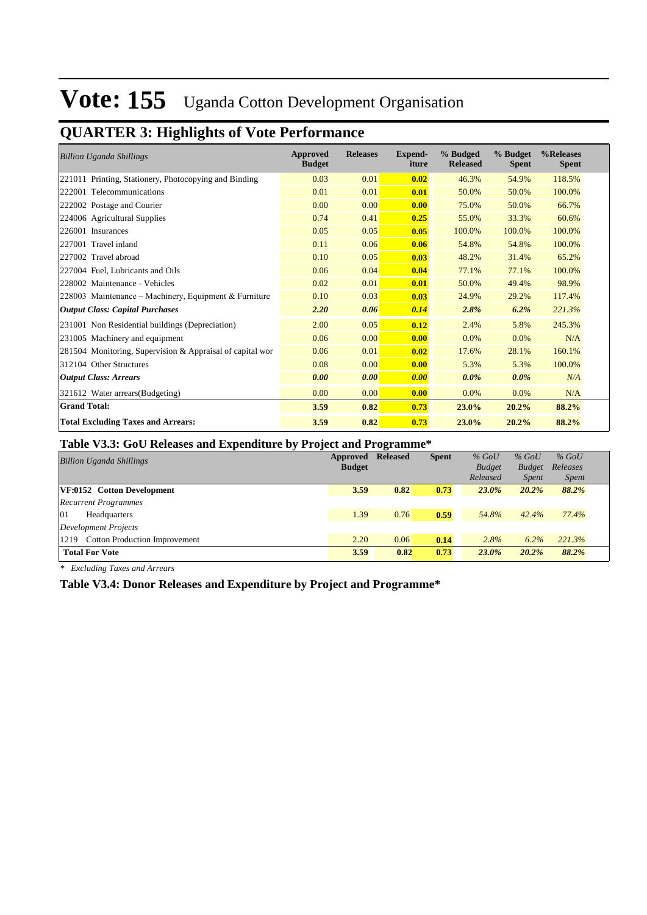# Vote: 155 Uganda Cotton Development Organisation

## QUARTER 3: Highlights of Vote Performance

| *Billion Uganda Shillings* | Approved Budget | Releases | Expend-iture | % Budged Released | % Budget Spent | %Releases Spent |
|---|---|---|---|---|---|---|
| 221011 Printing, Stationery, Photocopying and Binding | 0.03 | 0.01 | **0.02** | 46.3% | 54.9% | 118.5% |
| 222001 Telecommunications | 0.01 | 0.01 | **0.01** | 50.0% | 50.0% | 100.0% |
| 222002 Postage and Courier | 0.00 | 0.00 | **0.00** | 75.0% | 50.0% | 66.7% |
| 224006 Agricultural Supplies | 0.74 | 0.41 | **0.25** | 55.0% | 33.3% | 60.6% |
| 226001 Insurances | 0.05 | 0.05 | **0.05** | 100.0% | 100.0% | 100.0% |
| 227001 Travel inland | 0.11 | 0.06 | **0.06** | 54.8% | 54.8% | 100.0% |
| 227002 Travel abroad | 0.10 | 0.05 | **0.03** | 48.2% | 31.4% | 65.2% |
| 227004 Fuel, Lubricants and Oils | 0.06 | 0.04 | **0.04** | 77.1% | 77.1% | 100.0% |
| 228002 Maintenance - Vehicles | 0.02 | 0.01 | **0.01** | 50.0% | 49.4% | 98.9% |
| 228003 Maintenance – Machinery, Equipment & Furniture | 0.10 | 0.03 | **0.03** | 24.9% | 29.2% | 117.4% |
| ***Output Class: Capital Purchases*** | ***2.20*** | ***0.06*** | ***0.14*** | ***2.8%*** | ***6.2%*** | *221.3%* |
| 231001 Non Residential buildings (Depreciation) | 2.00 | 0.05 | **0.12** | 2.4% | 5.8% | 245.3% |
| 231005 Machinery and equipment | 0.06 | 0.00 | **0.00** | 0.0% | 0.0% | N/A |
| 281504 Monitoring, Supervision & Appraisal of capital wor | 0.06 | 0.01 | **0.02** | 17.6% | 28.1% | 160.1% |
| 312104 Other Structures | 0.08 | 0.00 | **0.00** | 5.3% | 5.3% | 100.0% |
| ***Output Class: Arrears*** | ***0.00*** | ***0.00*** | ***0.00*** | ***0.0%*** | ***0.0%*** | *N/A* |
| 321612 Water arrears(Budgeting) | 0.00 | 0.00 | **0.00** | 0.0% | 0.0% | N/A |
| **Grand Total:** | **3.59** | **0.82** | **0.73** | **23.0%** | **20.2%** | **88.2%** |
| **Total Excluding Taxes and Arrears:** | **3.59** | **0.82** | **0.73** | **23.0%** | **20.2%** | **88.2%** |

### Table V3.3: GoU Releases and Expenditure by Project and Programme*

| *Billion Uganda Shillings* | Approved Budget | Released | Spent | *% GoU Budget Released* | *% GoU Budget Spent* | *% GoU Releases Spent* |
|---|---|---|---|---|---|---|
| **VF:0152 Cotton Development** | **3.59** | **0.82** | **0.73** | ***23.0%*** | ***20.2%*** | ***88.2%*** |
| *Recurrent Programmes* | | | | | | |
| 01 Headquarters | 1.39 | 0.76 | **0.59** | *54.8%* | *42.4%* | *77.4%* |
| *Development Projects* | | | | | | |
| 1219 Cotton Production Improvement | 2.20 | 0.06 | **0.14** | *2.8%* | *6.2%* | *221.3%* |
| **Total For Vote** | **3.59** | **0.82** | **0.73** | ***23.0%*** | ***20.2%*** | ***88.2%*** |

*\* Excluding Taxes and Arrears*

### Table V3.4: Donor Releases and Expenditure by Project and Programme*